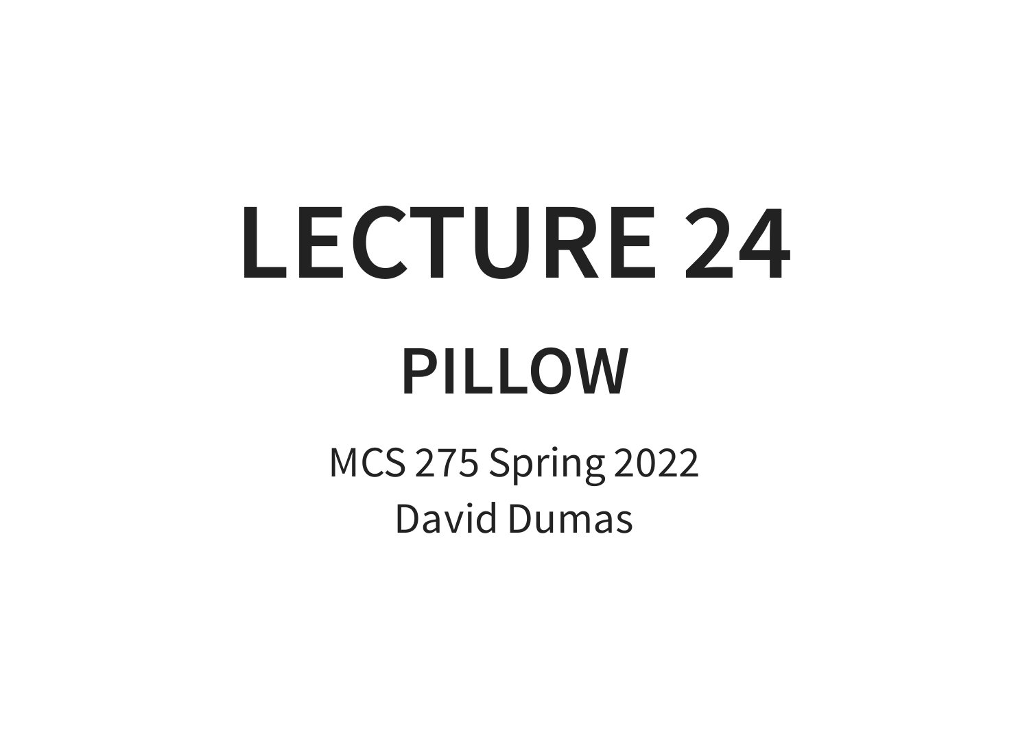# LECTURE 24

## PILLOW

MCS 275 Spring 2022
David Dumas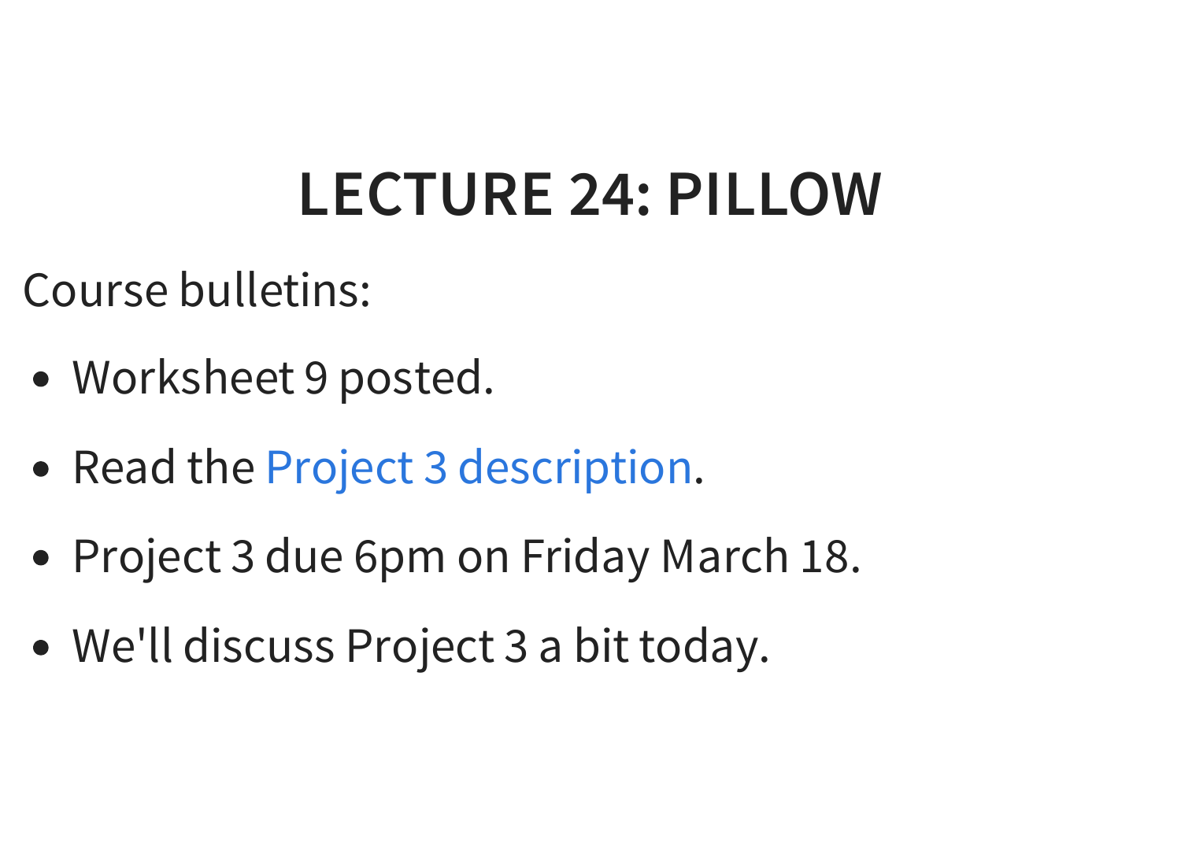# LECTURE 24: PILLOW

Course bulletins:

- Worksheet 9 posted.
- Read the Project 3 description.
- Project 3 due 6pm on Friday March 18.
- We'll discuss Project 3 a bit today.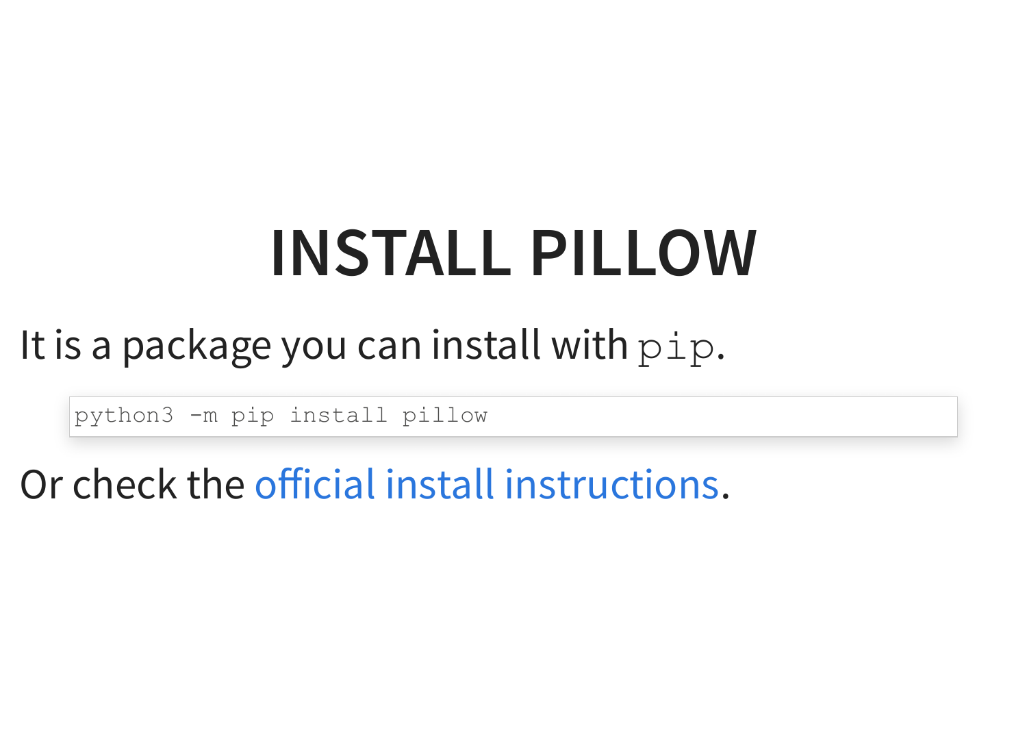# INSTALL PILLOW

It is a package you can install with `pip`.

```
python3 -m pip install pillow
```

Or check the official install instructions.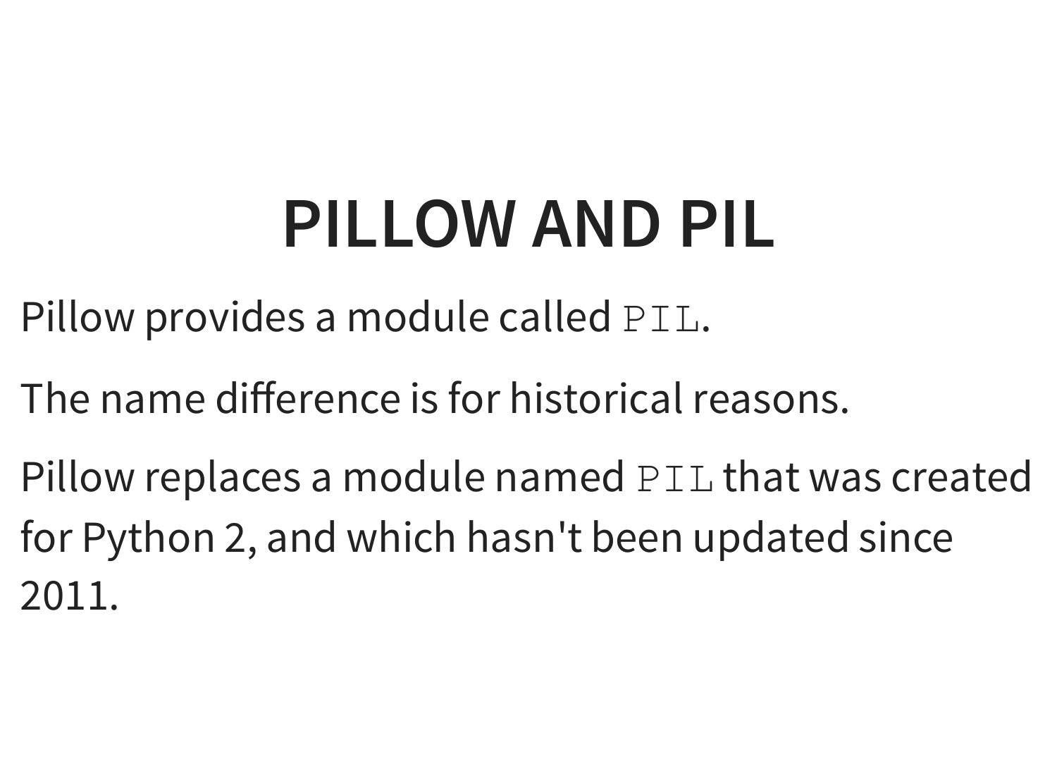# PILLOW AND PIL

Pillow provides a module called `PIL`.

The name difference is for historical reasons.

Pillow replaces a module named `PIL` that was created for Python 2, and which hasn't been updated since 2011.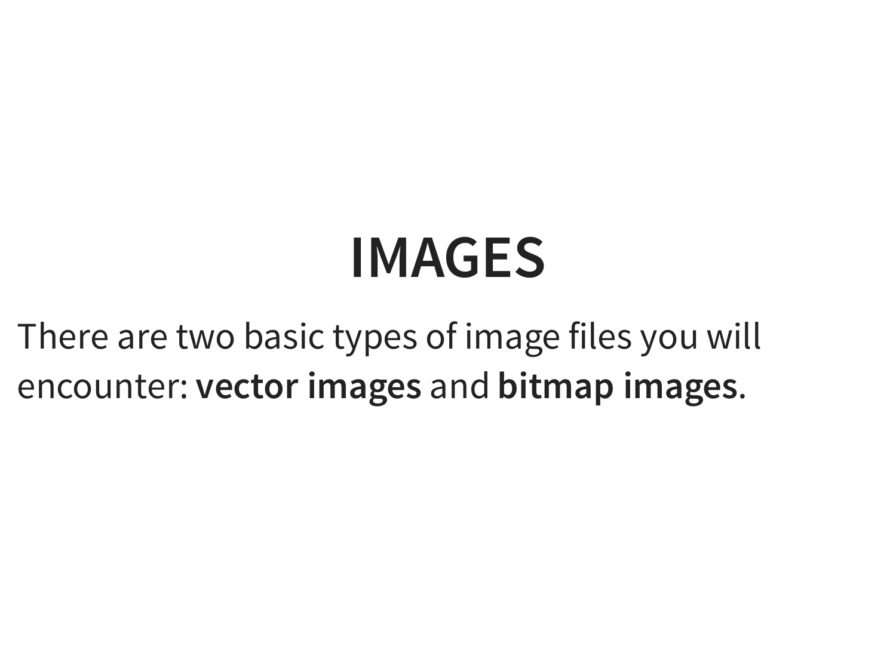# IMAGES

There are two basic types of image files you will encounter: **vector images** and **bitmap images**.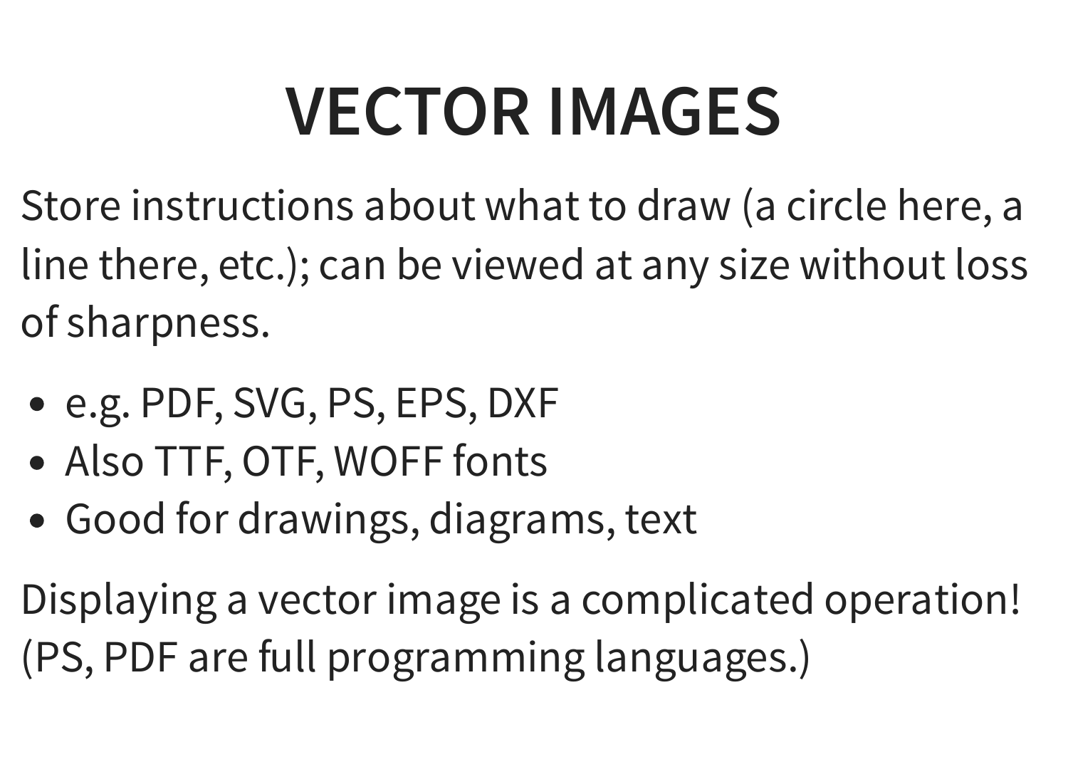# VECTOR IMAGES

Store instructions about what to draw (a circle here, a line there, etc.); can be viewed at any size without loss of sharpness.

- e.g. PDF, SVG, PS, EPS, DXF
- Also TTF, OTF, WOFF fonts
- Good for drawings, diagrams, text

Displaying a vector image is a complicated operation! (PS, PDF are full programming languages.)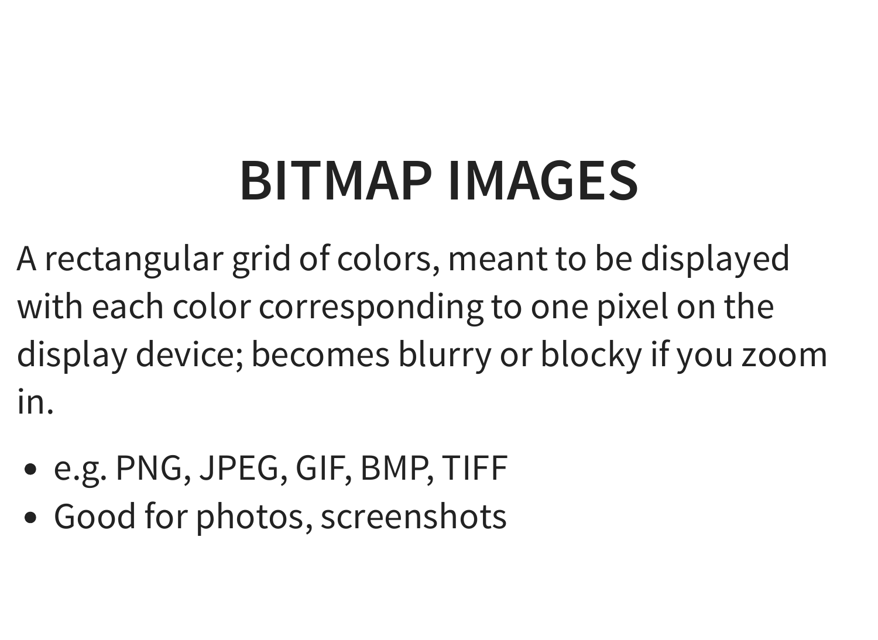# BITMAP IMAGES

A rectangular grid of colors, meant to be displayed with each color corresponding to one pixel on the display device; becomes blurry or blocky if you zoom in.

- e.g. PNG, JPEG, GIF, BMP, TIFF
- Good for photos, screenshots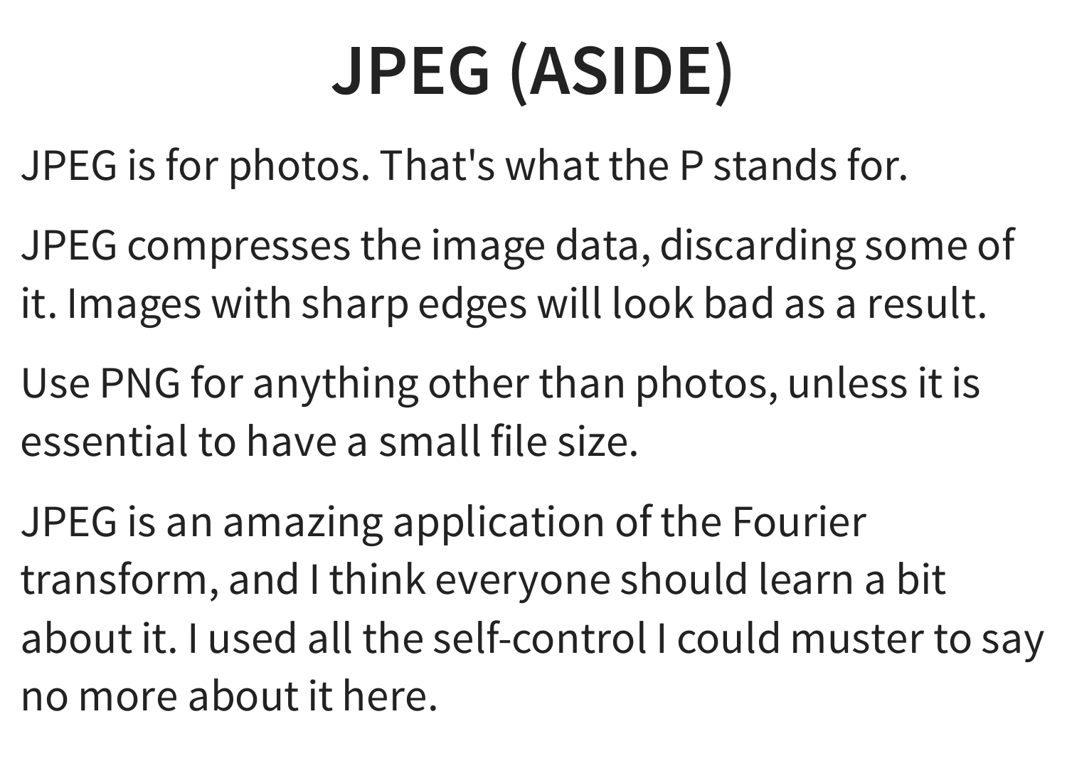# JPEG (ASIDE)

JPEG is for photos. That's what the P stands for.

JPEG compresses the image data, discarding some of it. Images with sharp edges will look bad as a result.

Use PNG for anything other than photos, unless it is essential to have a small file size.

JPEG is an amazing application of the Fourier transform, and I think everyone should learn a bit about it. I used all the self-control I could muster to say no more about it here.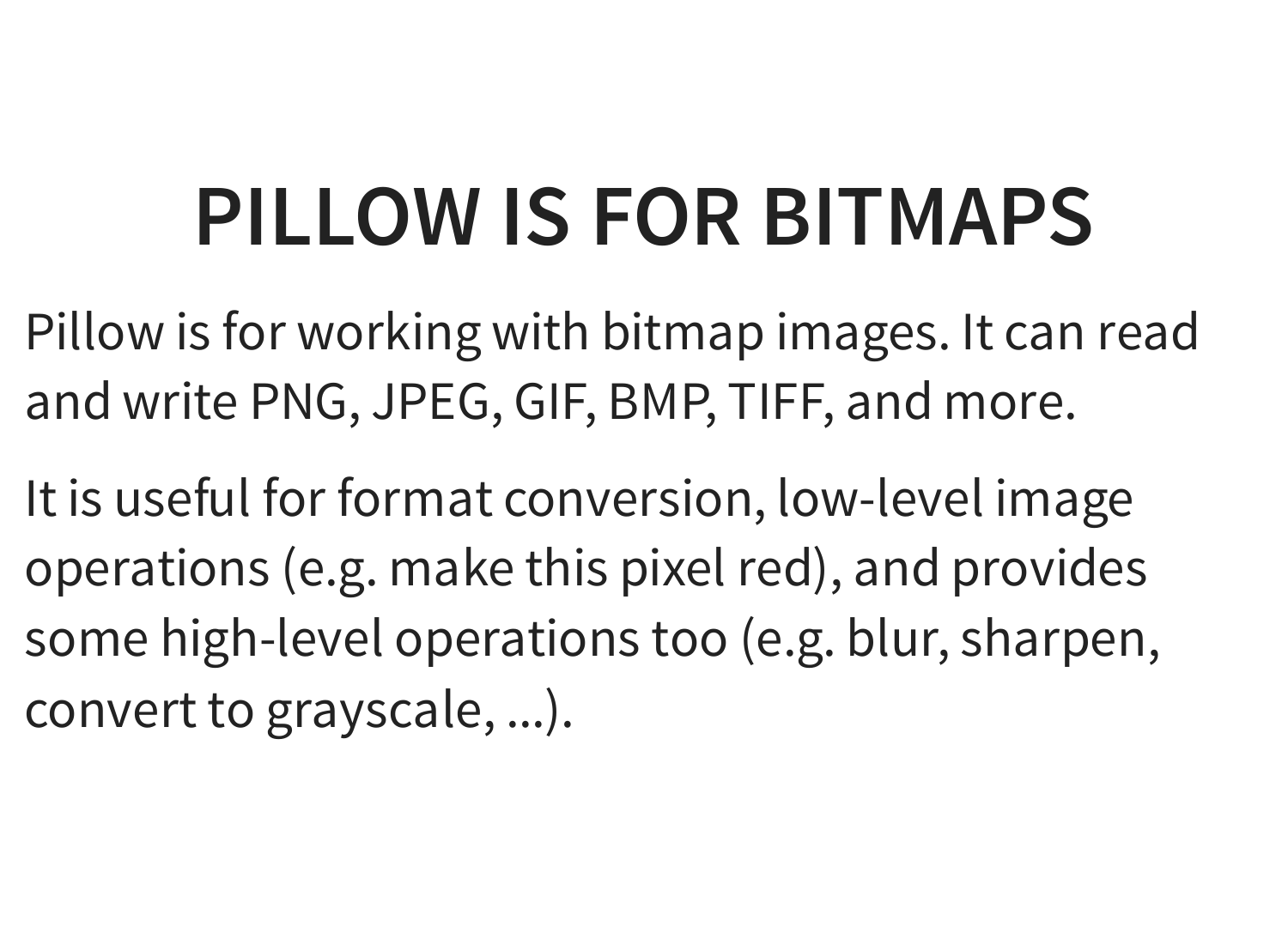# PILLOW IS FOR BITMAPS

Pillow is for working with bitmap images. It can read and write PNG, JPEG, GIF, BMP, TIFF, and more.

It is useful for format conversion, low-level image operations (e.g. make this pixel red), and provides some high-level operations too (e.g. blur, sharpen, convert to grayscale, ...).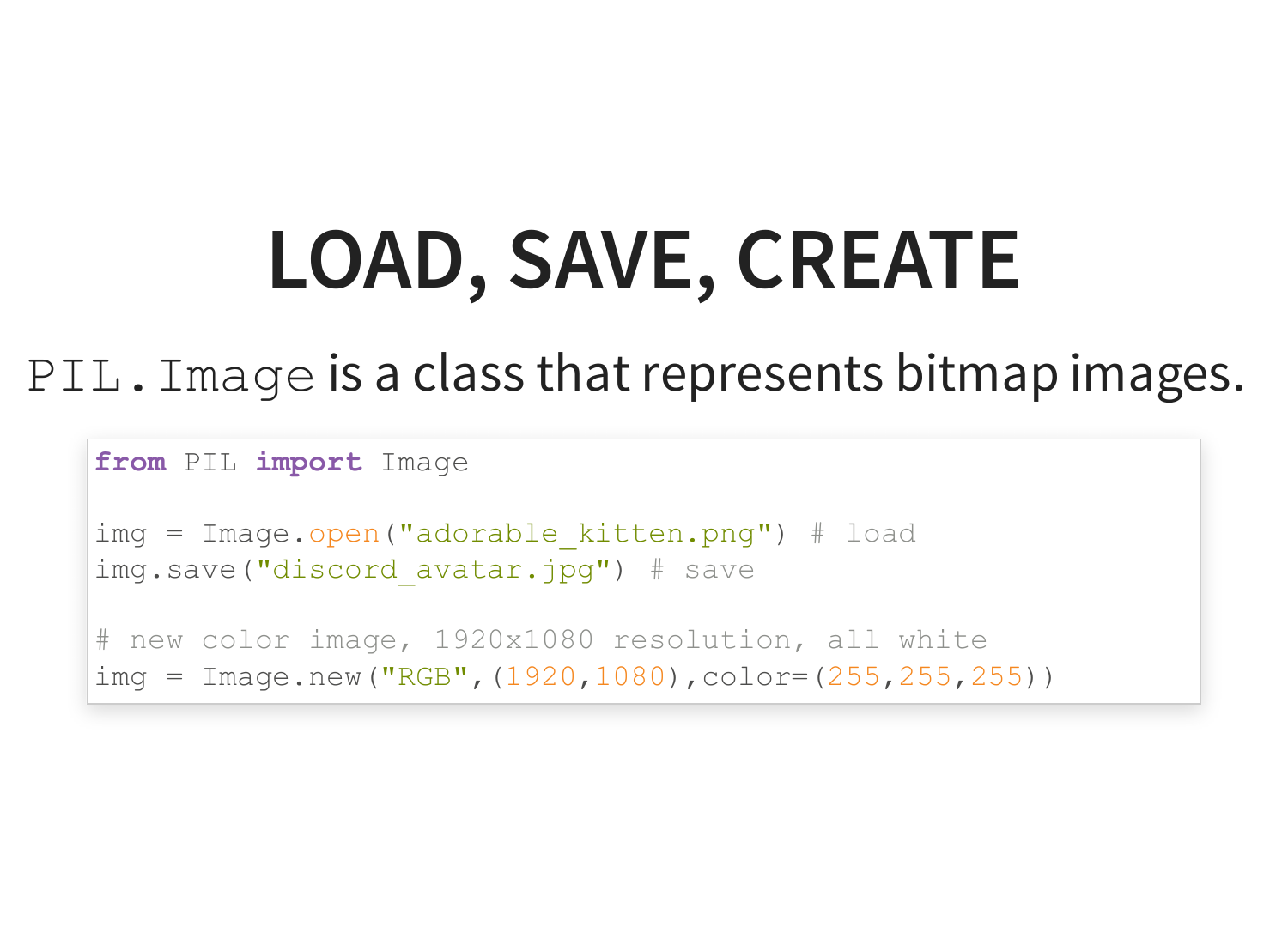# LOAD, SAVE, CREATE

`PIL.Image` is a class that represents bitmap images.

```
from PIL import Image

img = Image.open("adorable_kitten.png") # load
img.save("discord_avatar.jpg") # save

# new color image, 1920x1080 resolution, all white
img = Image.new("RGB",(1920,1080),color=(255,255,255))
```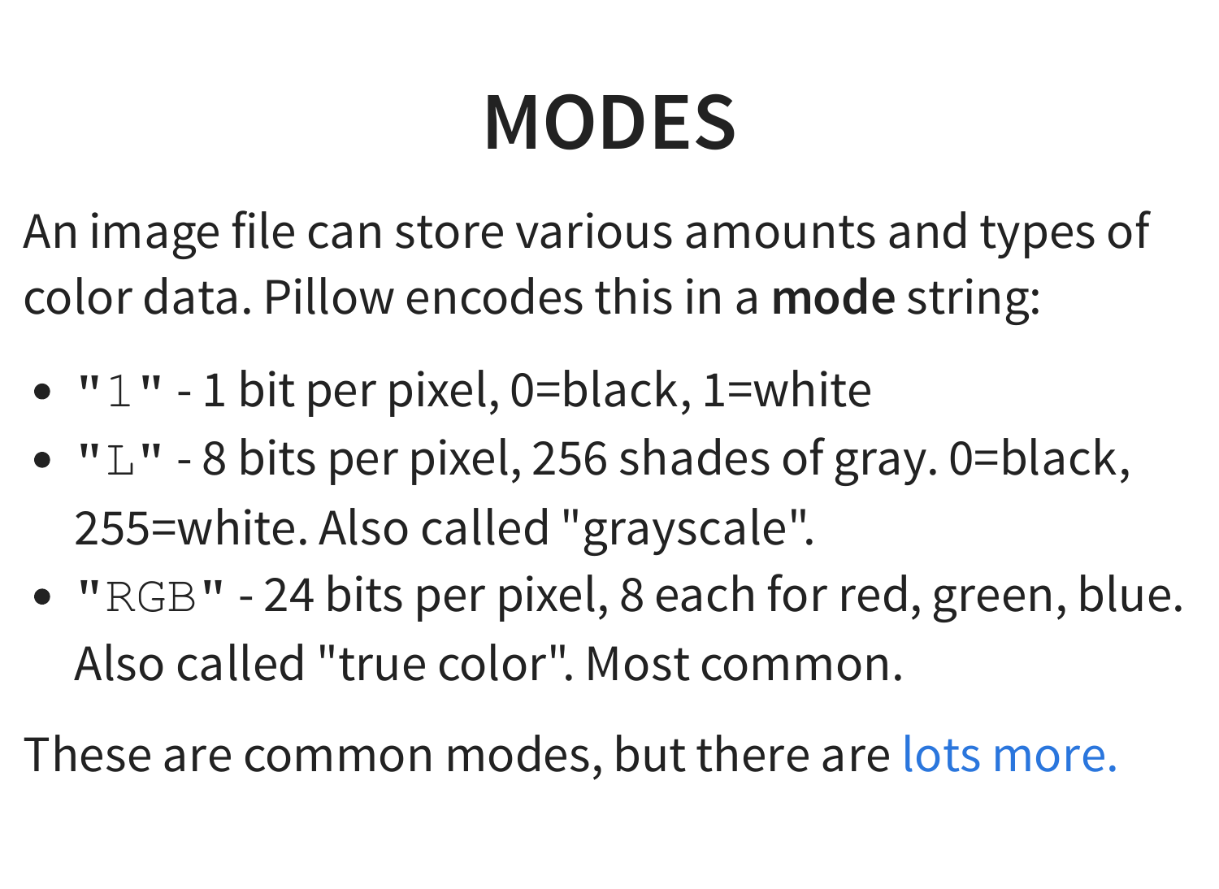# MODES

An image file can store various amounts and types of color data. Pillow encodes this in a **mode** string:

- `"1"` - 1 bit per pixel, 0=black, 1=white
- `"L"` - 8 bits per pixel, 256 shades of gray. 0=black, 255=white. Also called "grayscale".
- `"RGB"` - 24 bits per pixel, 8 each for red, green, blue. Also called "true color". Most common.

These are common modes, but there are lots more.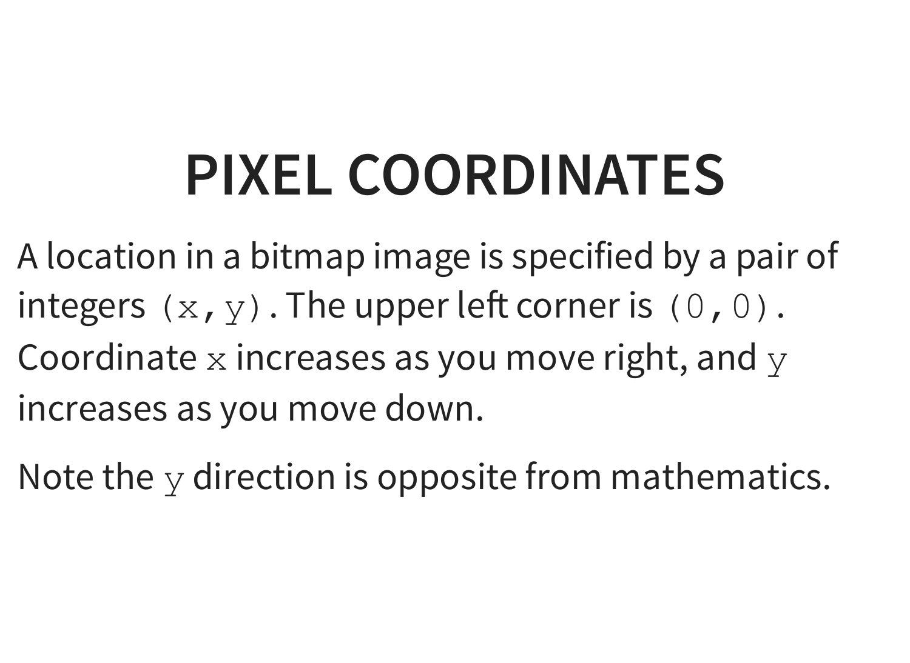# PIXEL COORDINATES

A location in a bitmap image is specified by a pair of integers `(x,y)`. The upper left corner is `(0,0)`. Coordinate `x` increases as you move right, and `y` increases as you move down.

Note the `y` direction is opposite from mathematics.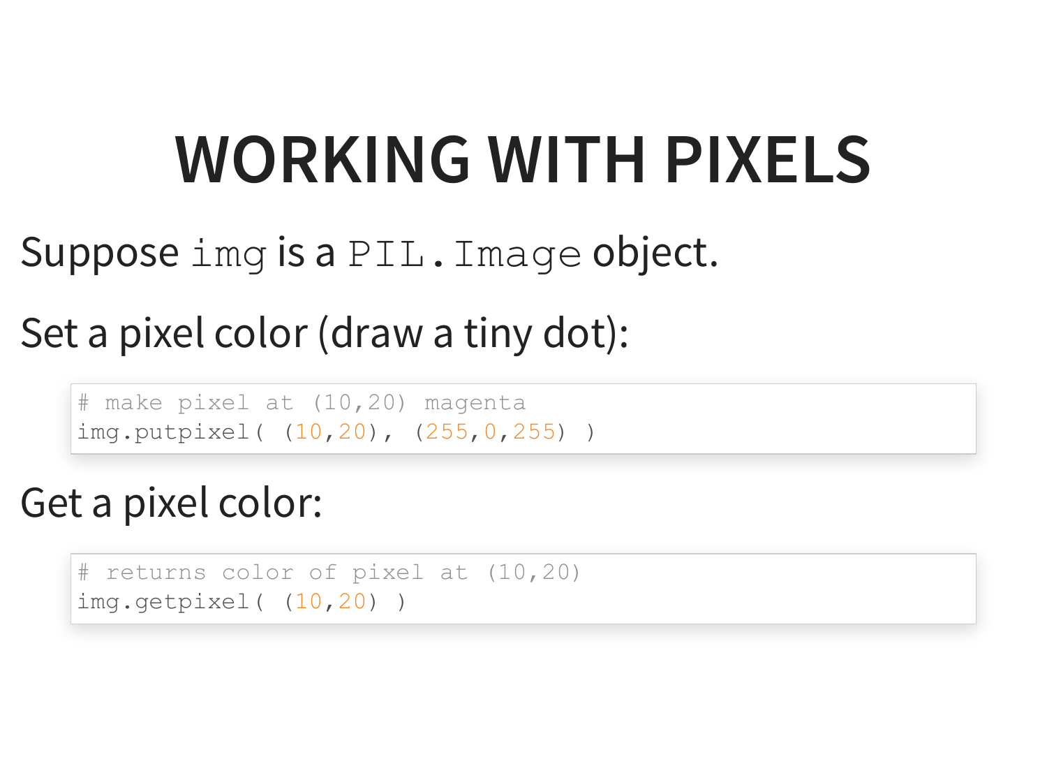# WORKING WITH PIXELS

Suppose `img` is a `PIL.Image` object.

Set a pixel color (draw a tiny dot):

```
# make pixel at (10,20) magenta
img.putpixel( (10,20), (255,0,255) )
```

Get a pixel color:

```
# returns color of pixel at (10,20)
img.getpixel( (10,20) )
```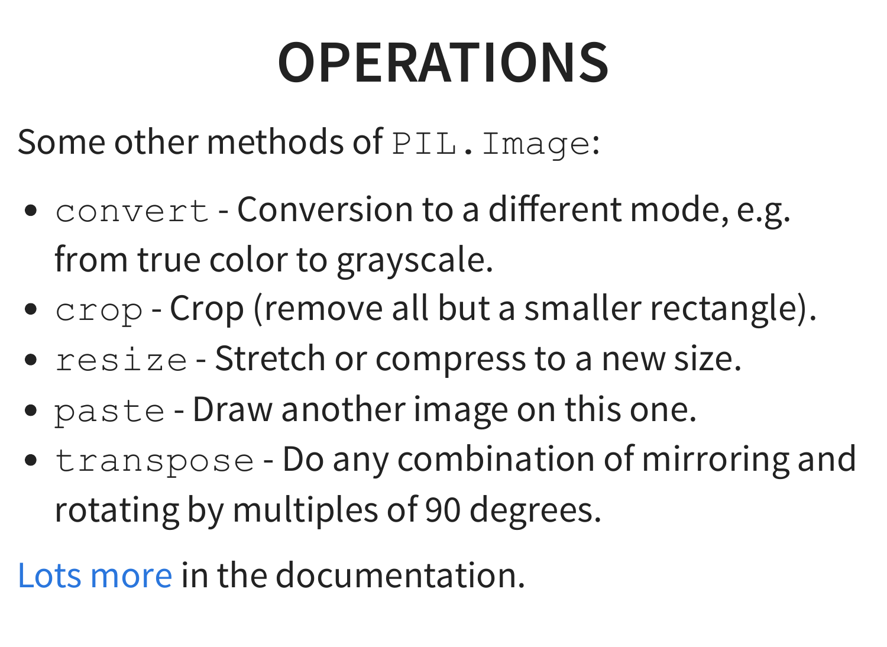# OPERATIONS

Some other methods of `PIL.Image`:

- `convert` - Conversion to a different mode, e.g. from true color to grayscale.
- `crop` - Crop (remove all but a smaller rectangle).
- `resize` - Stretch or compress to a new size.
- `paste` - Draw another image on this one.
- `transpose` - Do any combination of mirroring and rotating by multiples of 90 degrees.

Lots more in the documentation.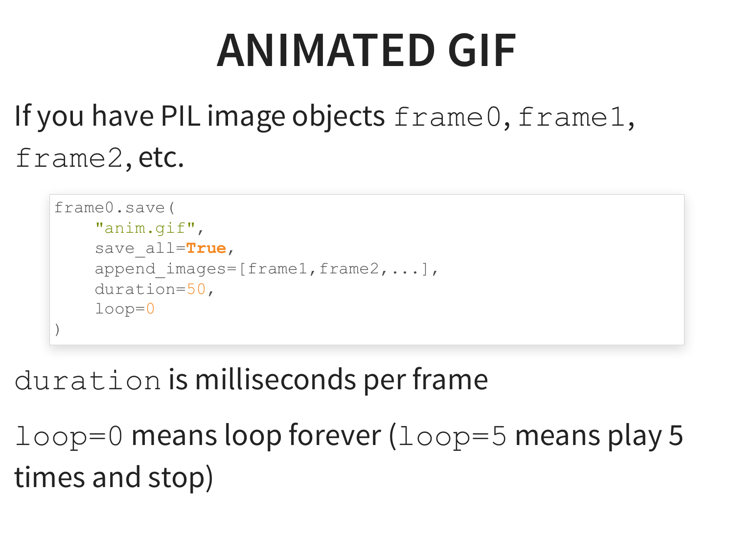# ANIMATED GIF

If you have PIL image objects `frame0`, `frame1`, `frame2`, etc.

```
frame0.save(
    "anim.gif",
    save_all=True,
    append_images=[frame1,frame2,...],
    duration=50,
    loop=0
)
```

`duration` is milliseconds per frame

`loop=0` means loop forever (`loop=5` means play 5 times and stop)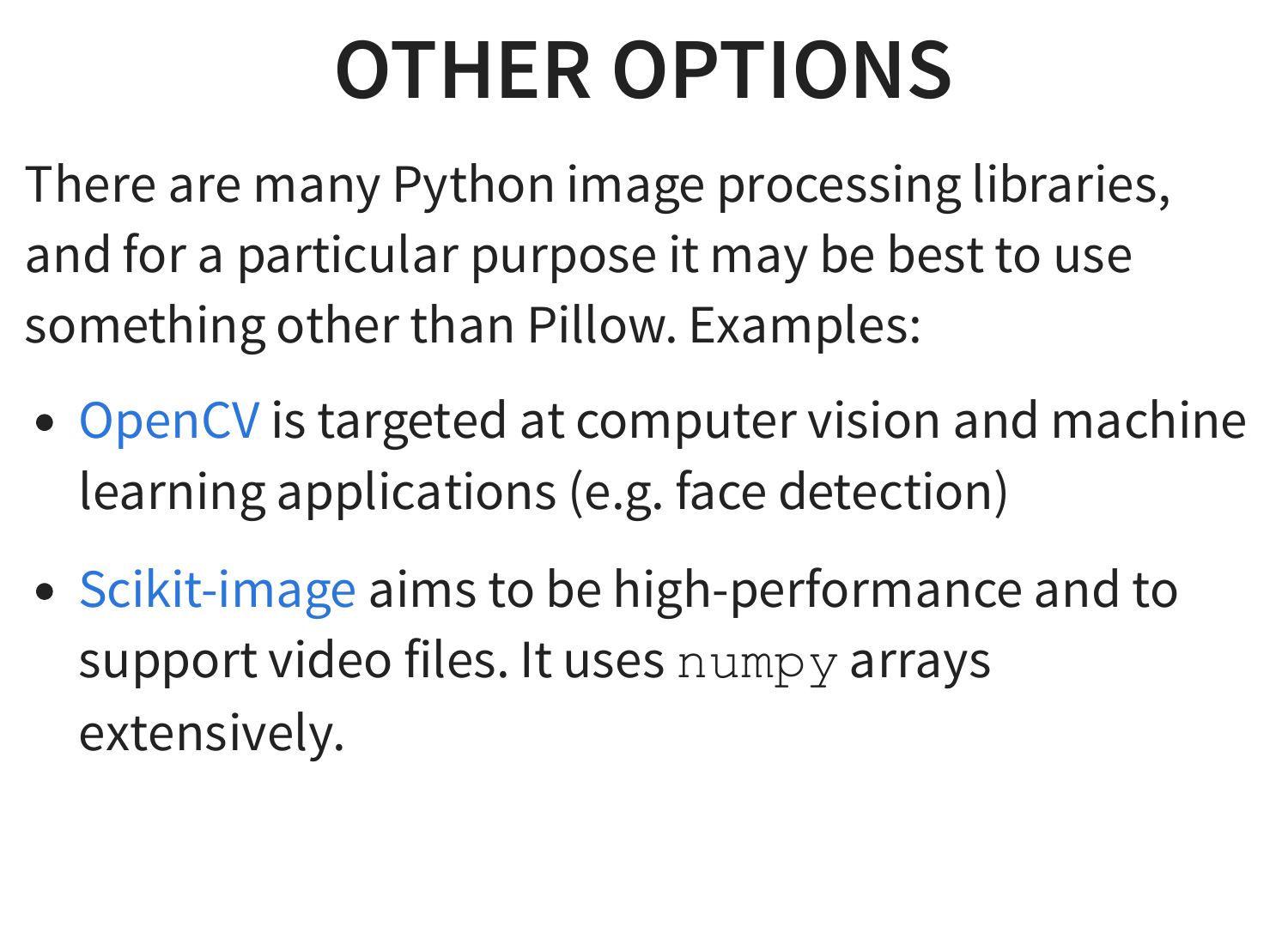# OTHER OPTIONS

There are many Python image processing libraries, and for a particular purpose it may be best to use something other than Pillow. Examples:

- OpenCV is targeted at computer vision and machine learning applications (e.g. face detection)
- Scikit-image aims to be high-performance and to support video files. It uses `numpy` arrays extensively.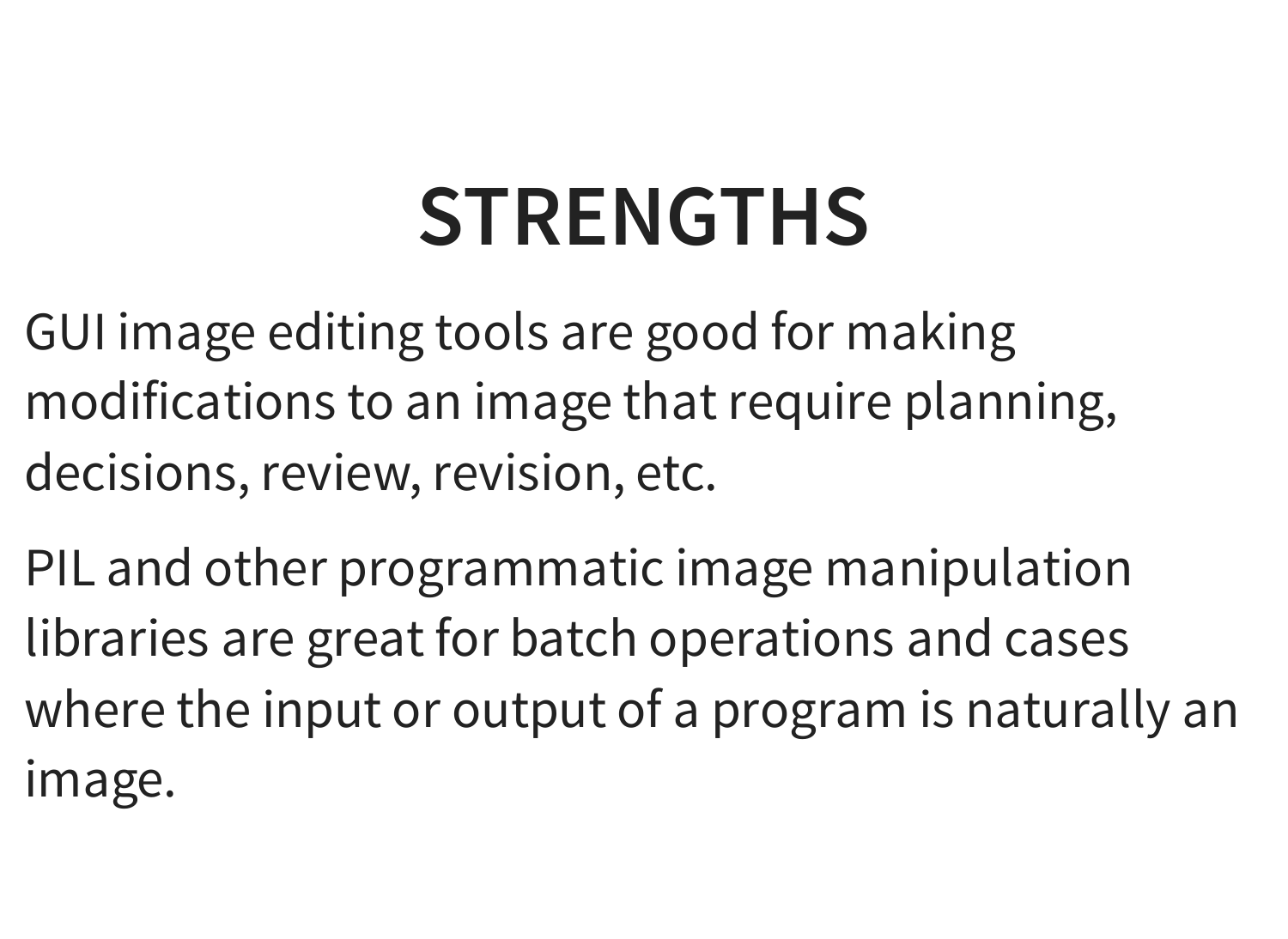# STRENGTHS

GUI image editing tools are good for making modifications to an image that require planning, decisions, review, revision, etc.

PIL and other programmatic image manipulation libraries are great for batch operations and cases where the input or output of a program is naturally an image.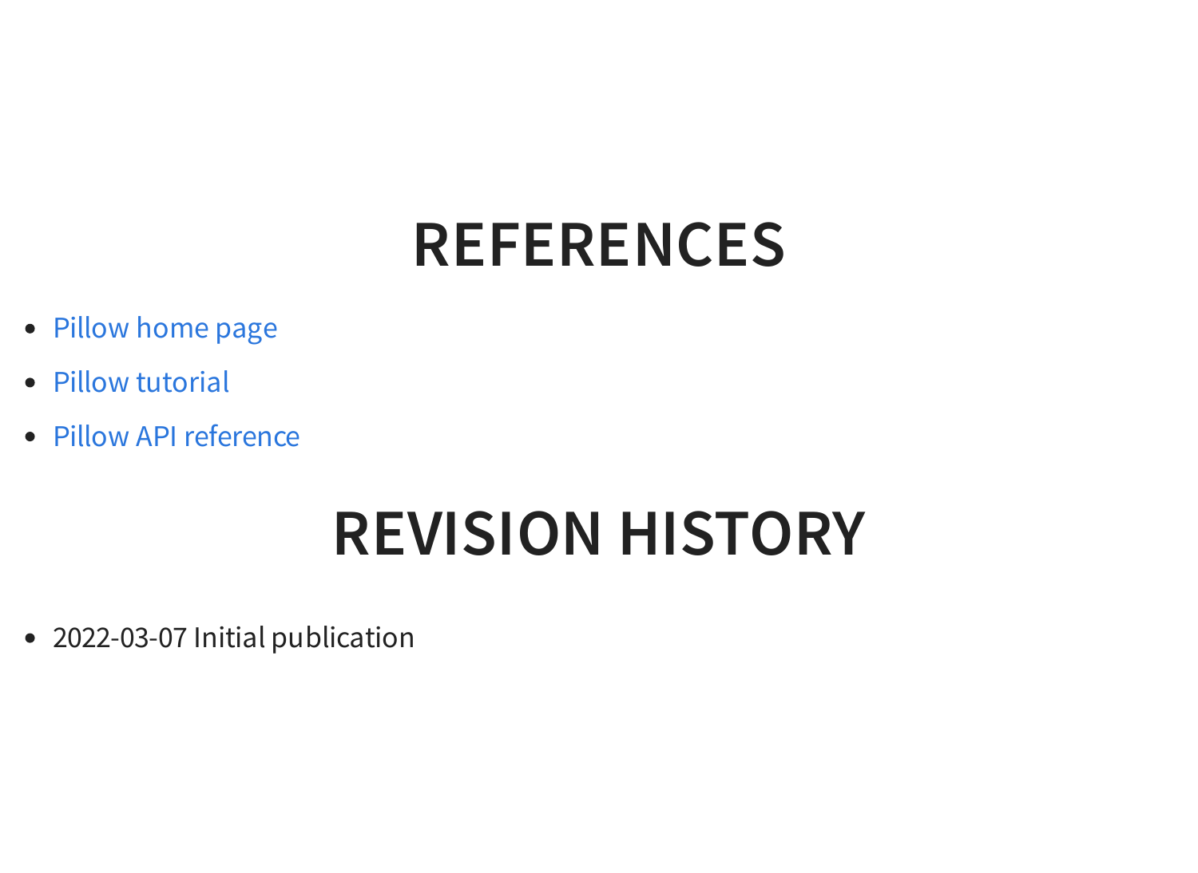# REFERENCES

- Pillow home page
- Pillow tutorial
- Pillow API reference

# REVISION HISTORY

- 2022-03-07 Initial publication